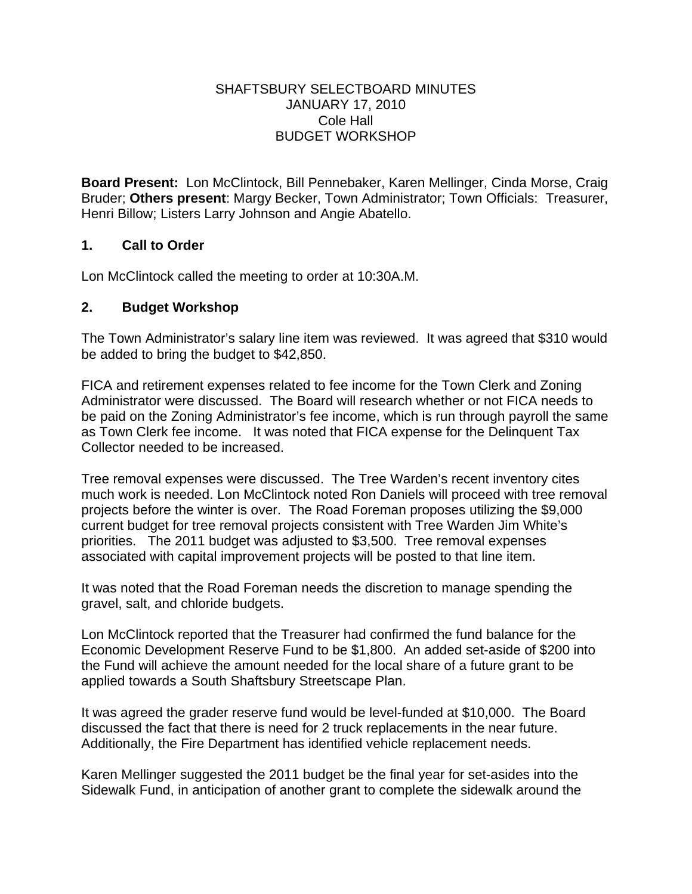SHAFTSBURY SELECTBOARD MINUTES
JANUARY 17, 2010
Cole Hall
BUDGET WORKSHOP

**Board Present:** Lon McClintock, Bill Pennebaker, Karen Mellinger, Cinda Morse, Craig Bruder; **Others present**: Margy Becker, Town Administrator; Town Officials: Treasurer, Henri Billow; Listers Larry Johnson and Angie Abatello.

## 1. Call to Order

Lon McClintock called the meeting to order at 10:30A.M.

## 2. Budget Workshop

The Town Administrator's salary line item was reviewed. It was agreed that $310 would be added to bring the budget to $42,850.

FICA and retirement expenses related to fee income for the Town Clerk and Zoning Administrator were discussed. The Board will research whether or not FICA needs to be paid on the Zoning Administrator's fee income, which is run through payroll the same as Town Clerk fee income. It was noted that FICA expense for the Delinquent Tax Collector needed to be increased.

Tree removal expenses were discussed. The Tree Warden's recent inventory cites much work is needed. Lon McClintock noted Ron Daniels will proceed with tree removal projects before the winter is over. The Road Foreman proposes utilizing the $9,000 current budget for tree removal projects consistent with Tree Warden Jim White's priorities. The 2011 budget was adjusted to $3,500. Tree removal expenses associated with capital improvement projects will be posted to that line item.

It was noted that the Road Foreman needs the discretion to manage spending the gravel, salt, and chloride budgets.

Lon McClintock reported that the Treasurer had confirmed the fund balance for the Economic Development Reserve Fund to be $1,800. An added set-aside of $200 into the Fund will achieve the amount needed for the local share of a future grant to be applied towards a South Shaftsbury Streetscape Plan.

It was agreed the grader reserve fund would be level-funded at $10,000. The Board discussed the fact that there is need for 2 truck replacements in the near future. Additionally, the Fire Department has identified vehicle replacement needs.

Karen Mellinger suggested the 2011 budget be the final year for set-asides into the Sidewalk Fund, in anticipation of another grant to complete the sidewalk around the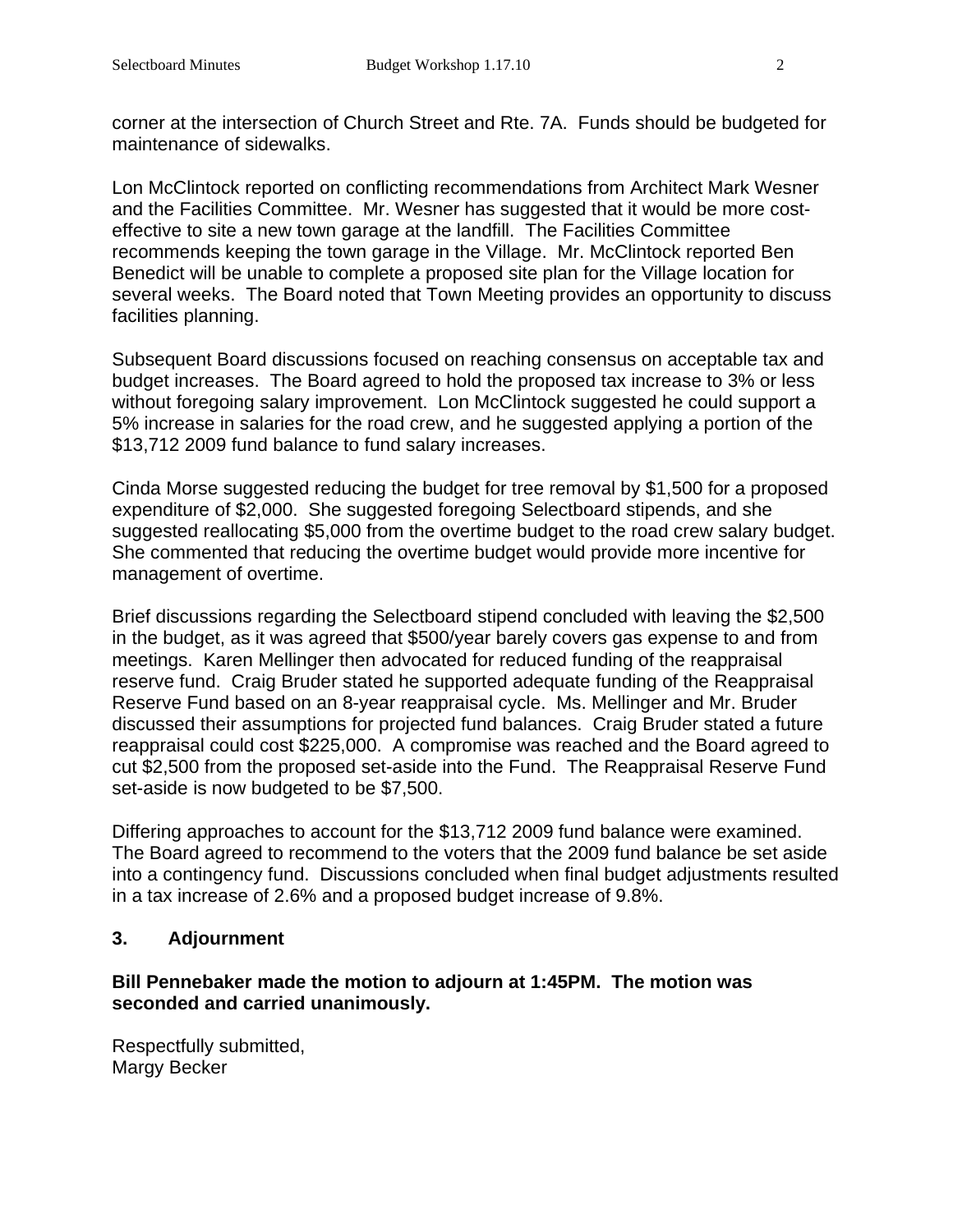corner at the intersection of Church Street and Rte. 7A. Funds should be budgeted for maintenance of sidewalks.

Lon McClintock reported on conflicting recommendations from Architect Mark Wesner and the Facilities Committee. Mr. Wesner has suggested that it would be more cost-effective to site a new town garage at the landfill. The Facilities Committee recommends keeping the town garage in the Village. Mr. McClintock reported Ben Benedict will be unable to complete a proposed site plan for the Village location for several weeks. The Board noted that Town Meeting provides an opportunity to discuss facilities planning.

Subsequent Board discussions focused on reaching consensus on acceptable tax and budget increases. The Board agreed to hold the proposed tax increase to 3% or less without foregoing salary improvement. Lon McClintock suggested he could support a 5% increase in salaries for the road crew, and he suggested applying a portion of the $13,712 2009 fund balance to fund salary increases.

Cinda Morse suggested reducing the budget for tree removal by $1,500 for a proposed expenditure of $2,000. She suggested foregoing Selectboard stipends, and she suggested reallocating $5,000 from the overtime budget to the road crew salary budget. She commented that reducing the overtime budget would provide more incentive for management of overtime.

Brief discussions regarding the Selectboard stipend concluded with leaving the $2,500 in the budget, as it was agreed that $500/year barely covers gas expense to and from meetings. Karen Mellinger then advocated for reduced funding of the reappraisal reserve fund. Craig Bruder stated he supported adequate funding of the Reappraisal Reserve Fund based on an 8-year reappraisal cycle. Ms. Mellinger and Mr. Bruder discussed their assumptions for projected fund balances. Craig Bruder stated a future reappraisal could cost $225,000. A compromise was reached and the Board agreed to cut $2,500 from the proposed set-aside into the Fund. The Reappraisal Reserve Fund set-aside is now budgeted to be $7,500.

Differing approaches to account for the $13,712 2009 fund balance were examined. The Board agreed to recommend to the voters that the 2009 fund balance be set aside into a contingency fund. Discussions concluded when final budget adjustments resulted in a tax increase of 2.6% and a proposed budget increase of 9.8%.

### 3. Adjournment

**Bill Pennebaker made the motion to adjourn at 1:45PM. The motion was seconded and carried unanimously.**

Respectfully submitted,
Margy Becker